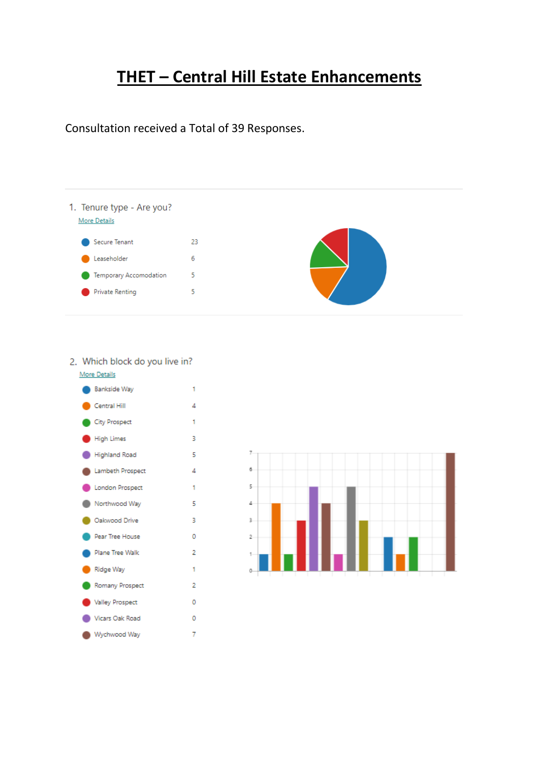# THET – Central Hill Estate Enhancements

Consultation received a Total of 39 Responses.

1. Tenure type - Are you?

More Details

| Tenure type | Responses |
|---|---|
| Secure Tenant | 23 |
| Leaseholder | 6 |
| Temporary Accomodation | 5 |
| Private Renting | 5 |

2. Which block do you live in?

More Details

| Block | Responses |
|---|---|
| Bankside Way | 1 |
| Central Hill | 4 |
| City Prospect | 1 |
| High Limes | 3 |
| Highland Road | 5 |
| Lambeth Prospect | 4 |
| London Prospect | 1 |
| Northwood Way | 5 |
| Oakwood Drive | 3 |
| Pear Tree House | 0 |
| Plane Tree Walk | 2 |
| Ridge Way | 1 |
| Romany Prospect | 2 |
| Valley Prospect | 0 |
| Vicars Oak Road | 0 |
| Wychwood Way | 7 |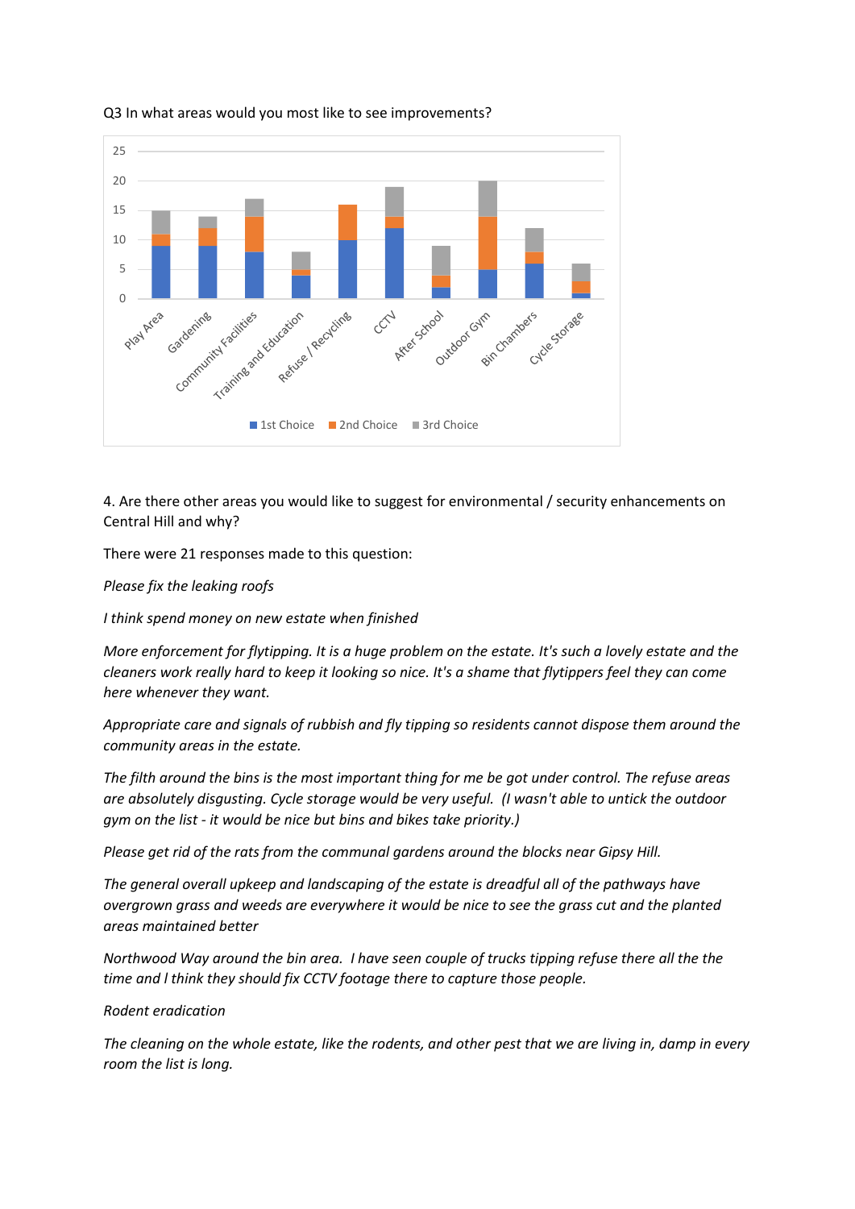Q3 In what areas would you most like to see improvements?

4. Are there other areas you would like to suggest for environmental / security enhancements on Central Hill and why?

There were 21 responses made to this question:

*Please fix the leaking roofs*

*I think spend money on new estate when finished*

*More enforcement for flytipping. It is a huge problem on the estate. It's such a lovely estate and the cleaners work really hard to keep it looking so nice. It's a shame that flytippers feel they can come here whenever they want.*

*Appropriate care and signals of rubbish and fly tipping so residents cannot dispose them around the community areas in the estate.*

*The filth around the bins is the most important thing for me be got under control. The refuse areas are absolutely disgusting. Cycle storage would be very useful. (I wasn't able to untick the outdoor gym on the list - it would be nice but bins and bikes take priority.)*

*Please get rid of the rats from the communal gardens around the blocks near Gipsy Hill.*

*The general overall upkeep and landscaping of the estate is dreadful all of the pathways have overgrown grass and weeds are everywhere it would be nice to see the grass cut and the planted areas maintained better*

*Northwood Way around the bin area. I have seen couple of trucks tipping refuse there all the the time and I think they should fix CCTV footage there to capture those people.*

*Rodent eradication*

*The cleaning on the whole estate, like the rodents, and other pest that we are living in, damp in every room the list is long.*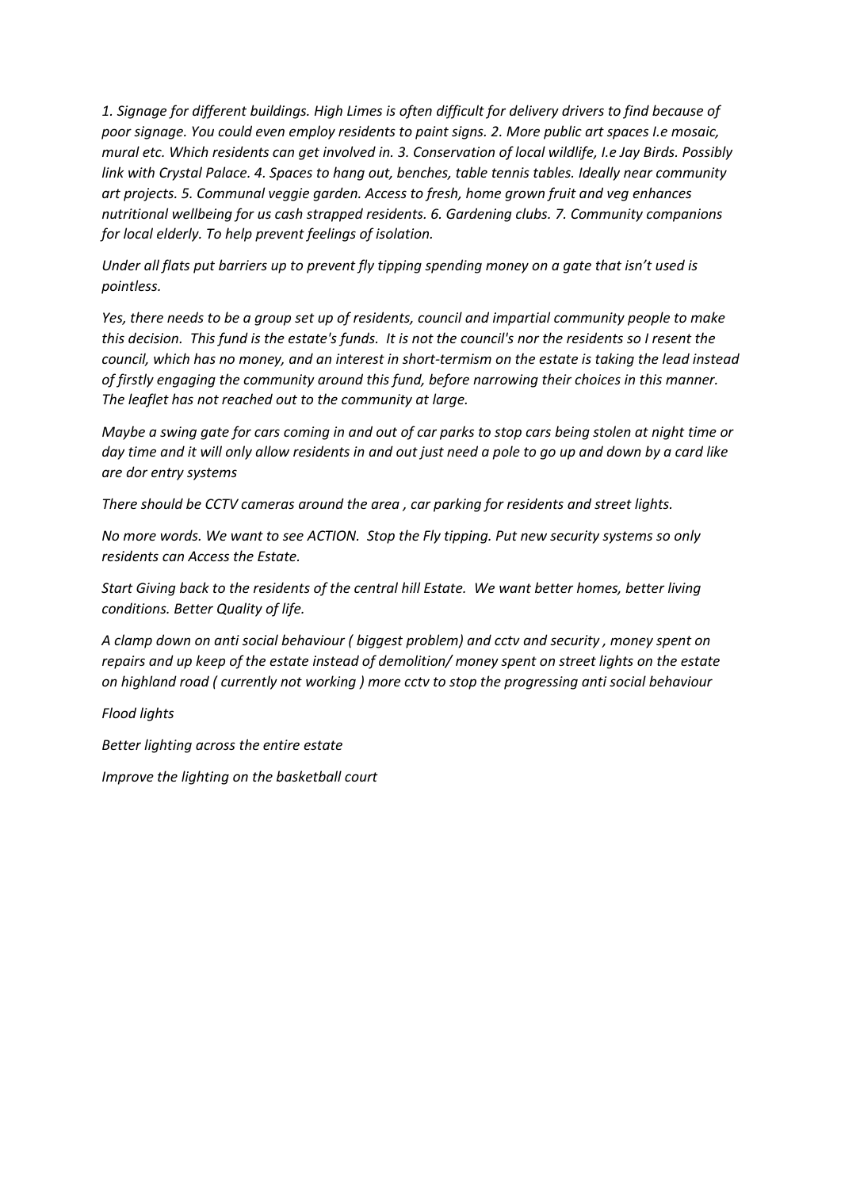*1. Signage for different buildings. High Limes is often difficult for delivery drivers to find because of poor signage. You could even employ residents to paint signs. 2. More public art spaces I.e mosaic, mural etc. Which residents can get involved in. 3. Conservation of local wildlife, I.e Jay Birds. Possibly link with Crystal Palace. 4. Spaces to hang out, benches, table tennis tables. Ideally near community art projects. 5. Communal veggie garden. Access to fresh, home grown fruit and veg enhances nutritional wellbeing for us cash strapped residents. 6. Gardening clubs. 7. Community companions for local elderly. To help prevent feelings of isolation.*

*Under all flats put barriers up to prevent fly tipping spending money on a gate that isn't used is pointless.*

*Yes, there needs to be a group set up of residents, council and impartial community people to make this decision. This fund is the estate's funds. It is not the council's nor the residents so I resent the council, which has no money, and an interest in short-termism on the estate is taking the lead instead of firstly engaging the community around this fund, before narrowing their choices in this manner. The leaflet has not reached out to the community at large.*

*Maybe a swing gate for cars coming in and out of car parks to stop cars being stolen at night time or day time and it will only allow residents in and out just need a pole to go up and down by a card like are dor entry systems*

*There should be CCTV cameras around the area , car parking for residents and street lights.*

*No more words. We want to see ACTION. Stop the Fly tipping. Put new security systems so only residents can Access the Estate.*

*Start Giving back to the residents of the central hill Estate. We want better homes, better living conditions. Better Quality of life.*

*A clamp down on anti social behaviour ( biggest problem) and cctv and security , money spent on repairs and up keep of the estate instead of demolition/ money spent on street lights on the estate on highland road ( currently not working ) more cctv to stop the progressing anti social behaviour*

*Flood lights*

*Better lighting across the entire estate*

*Improve the lighting on the basketball court*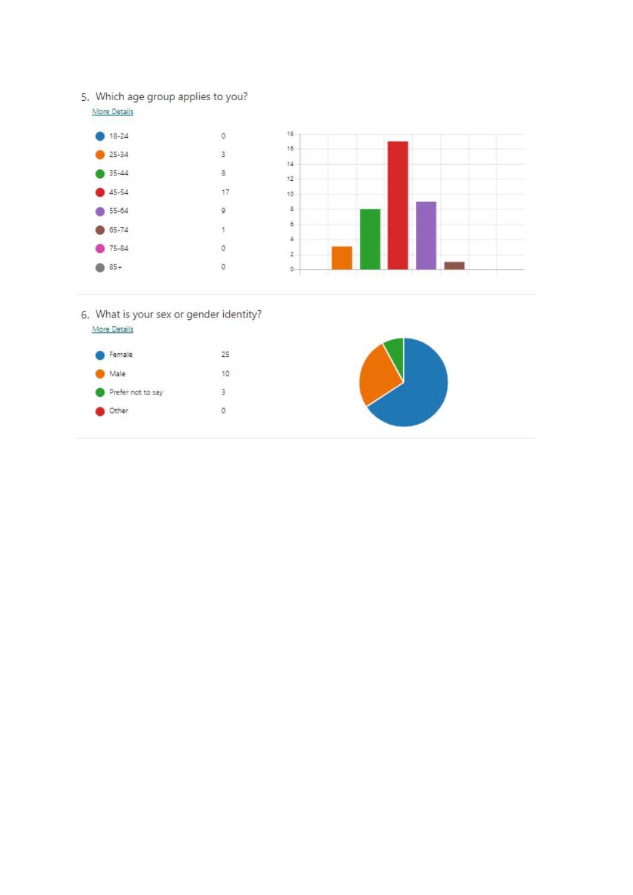5. Which age group applies to you?

More Details

| Age group | Responses |
| --- | --- |
| 18-24 | 0 |
| 25-34 | 3 |
| 35-44 | 8 |
| 45-54 | 17 |
| 55-64 | 9 |
| 65-74 | 1 |
| 75-84 | 0 |
| 85+ | 0 |

6. What is your sex or gender identity?

More Details

| Sex or gender identity | Responses |
| --- | --- |
| Female | 25 |
| Male | 10 |
| Prefer not to say | 3 |
| Other | 0 |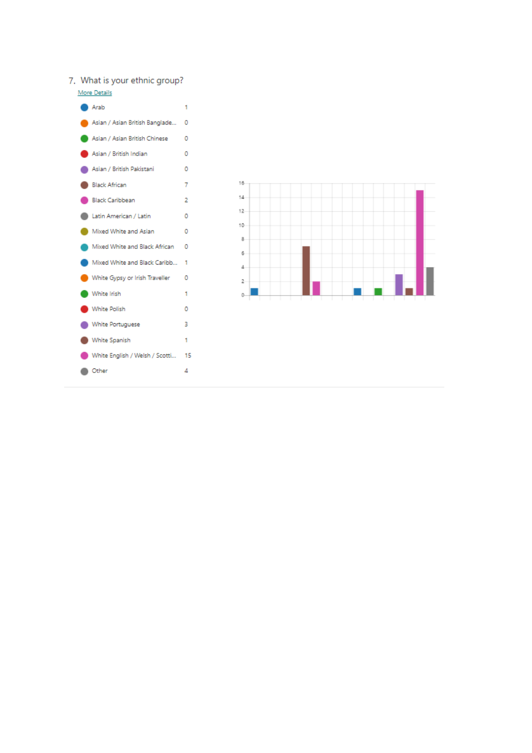7. What is your ethnic group?

More Details

| | |
|---|---|
| Arab | 1 |
| Asian / Asian British Banglade... | 0 |
| Asian / Asian British Chinese | 0 |
| Asian / British Indian | 0 |
| Asian / British Pakistani | 0 |
| Black African | 7 |
| Black Caribbean | 2 |
| Latin American / Latin | 0 |
| Mixed White and Asian | 0 |
| Mixed White and Black African | 0 |
| Mixed White and Black Caribb... | 1 |
| White Gypsy or Irish Traveller | 0 |
| White Irish | 1 |
| White Polish | 0 |
| White Portuguese | 3 |
| White Spanish | 1 |
| White English / Welsh / Scotti... | 15 |
| Other | 4 |

16
14
12
10
8
6
4
2
0